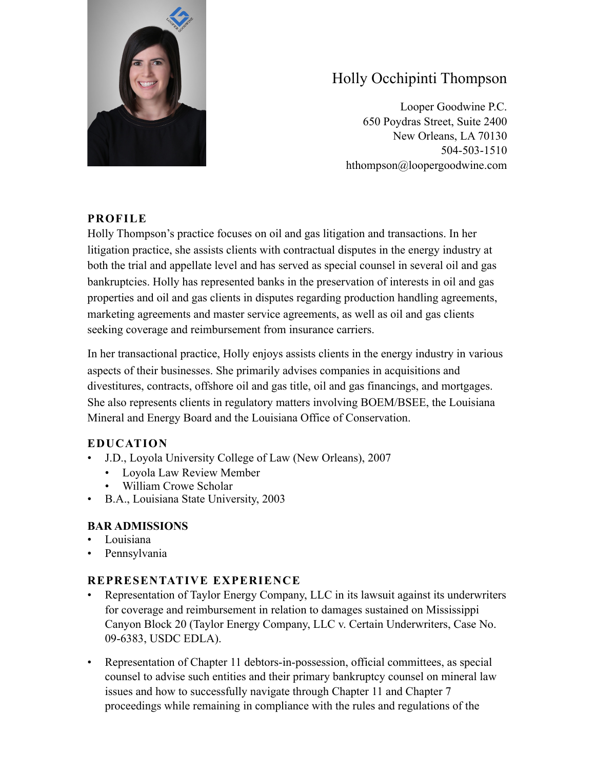# Holly Occhipinti Thompson

Looper Goodwine P.C.
650 Poydras Street, Suite 2400
New Orleans, LA 70130
504-503-1510
hthompson@loopergoodwine.com

## PROFILE

Holly Thompson's practice focuses on oil and gas litigation and transactions. In her litigation practice, she assists clients with contractual disputes in the energy industry at both the trial and appellate level and has served as special counsel in several oil and gas bankruptcies. Holly has represented banks in the preservation of interests in oil and gas properties and oil and gas clients in disputes regarding production handling agreements, marketing agreements and master service agreements, as well as oil and gas clients seeking coverage and reimbursement from insurance carriers.

In her transactional practice, Holly enjoys assists clients in the energy industry in various aspects of their businesses. She primarily advises companies in acquisitions and divestitures, contracts, offshore oil and gas title, oil and gas financings, and mortgages. She also represents clients in regulatory matters involving BOEM/BSEE, the Louisiana Mineral and Energy Board and the Louisiana Office of Conservation.

## EDUCATION

- J.D., Loyola University College of Law (New Orleans), 2007
  - Loyola Law Review Member
  - William Crowe Scholar
- B.A., Louisiana State University, 2003

## BAR ADMISSIONS

- Louisiana
- Pennsylvania

## REPRESENTATIVE EXPERIENCE

- Representation of Taylor Energy Company, LLC in its lawsuit against its underwriters for coverage and reimbursement in relation to damages sustained on Mississippi Canyon Block 20 (Taylor Energy Company, LLC v. Certain Underwriters, Case No. 09-6383, USDC EDLA).

- Representation of Chapter 11 debtors-in-possession, official committees, as special counsel to advise such entities and their primary bankruptcy counsel on mineral law issues and how to successfully navigate through Chapter 11 and Chapter 7 proceedings while remaining in compliance with the rules and regulations of the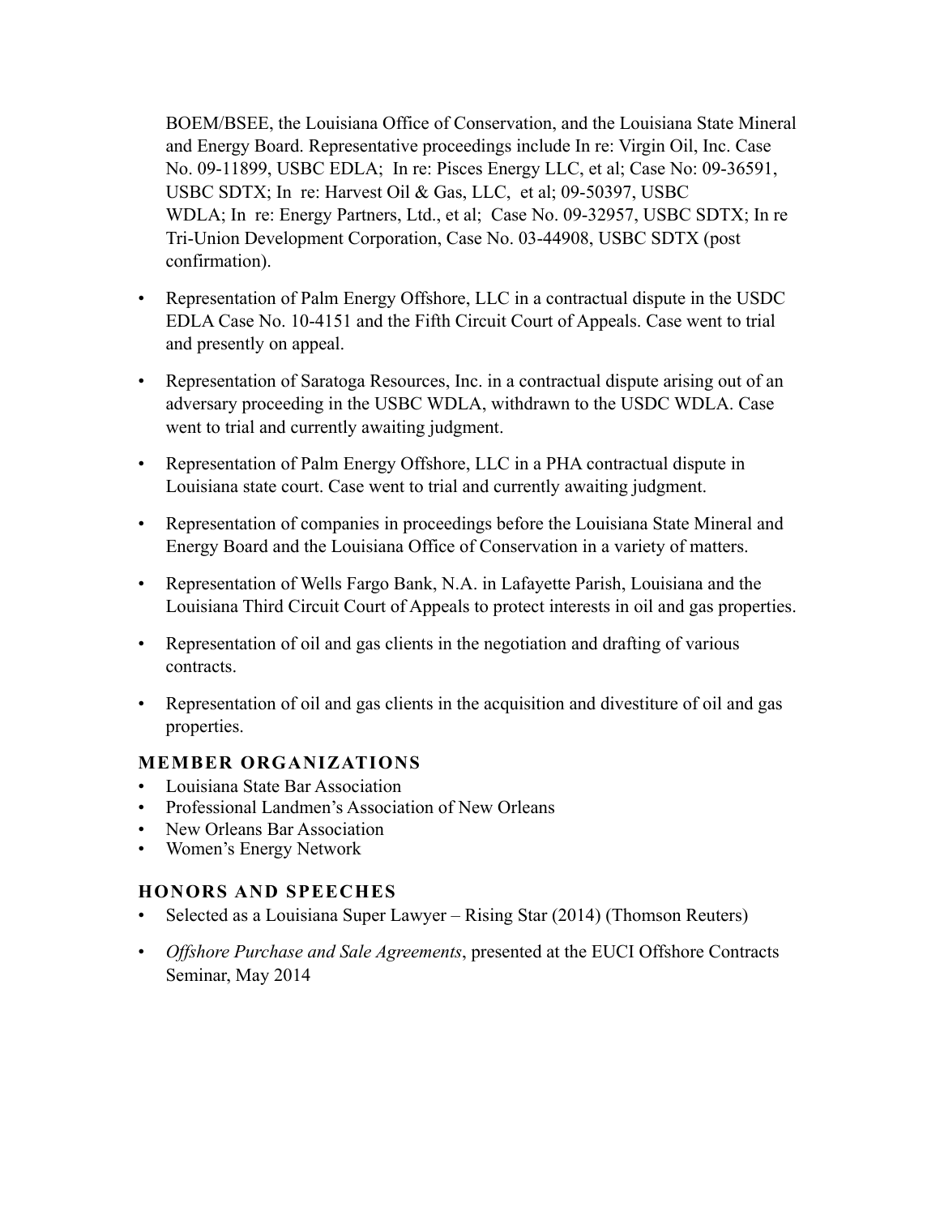BOEM/BSEE, the Louisiana Office of Conservation, and the Louisiana State Mineral and Energy Board. Representative proceedings include In re: Virgin Oil, Inc. Case No. 09-11899, USBC EDLA; In re: Pisces Energy LLC, et al; Case No: 09-36591, USBC SDTX; In re: Harvest Oil & Gas, LLC, et al; 09-50397, USBC WDLA; In re: Energy Partners, Ltd., et al; Case No. 09-32957, USBC SDTX; In re Tri-Union Development Corporation, Case No. 03-44908, USBC SDTX (post confirmation).

- Representation of Palm Energy Offshore, LLC in a contractual dispute in the USDC EDLA Case No. 10-4151 and the Fifth Circuit Court of Appeals. Case went to trial and presently on appeal.
- Representation of Saratoga Resources, Inc. in a contractual dispute arising out of an adversary proceeding in the USBC WDLA, withdrawn to the USDC WDLA. Case went to trial and currently awaiting judgment.
- Representation of Palm Energy Offshore, LLC in a PHA contractual dispute in Louisiana state court. Case went to trial and currently awaiting judgment.
- Representation of companies in proceedings before the Louisiana State Mineral and Energy Board and the Louisiana Office of Conservation in a variety of matters.
- Representation of Wells Fargo Bank, N.A. in Lafayette Parish, Louisiana and the Louisiana Third Circuit Court of Appeals to protect interests in oil and gas properties.
- Representation of oil and gas clients in the negotiation and drafting of various contracts.
- Representation of oil and gas clients in the acquisition and divestiture of oil and gas properties.

### MEMBER ORGANIZATIONS

- Louisiana State Bar Association
- Professional Landmen's Association of New Orleans
- New Orleans Bar Association
- Women's Energy Network

### HONORS AND SPEECHES

- Selected as a Louisiana Super Lawyer – Rising Star (2014) (Thomson Reuters)
- *Offshore Purchase and Sale Agreements*, presented at the EUCI Offshore Contracts Seminar, May 2014